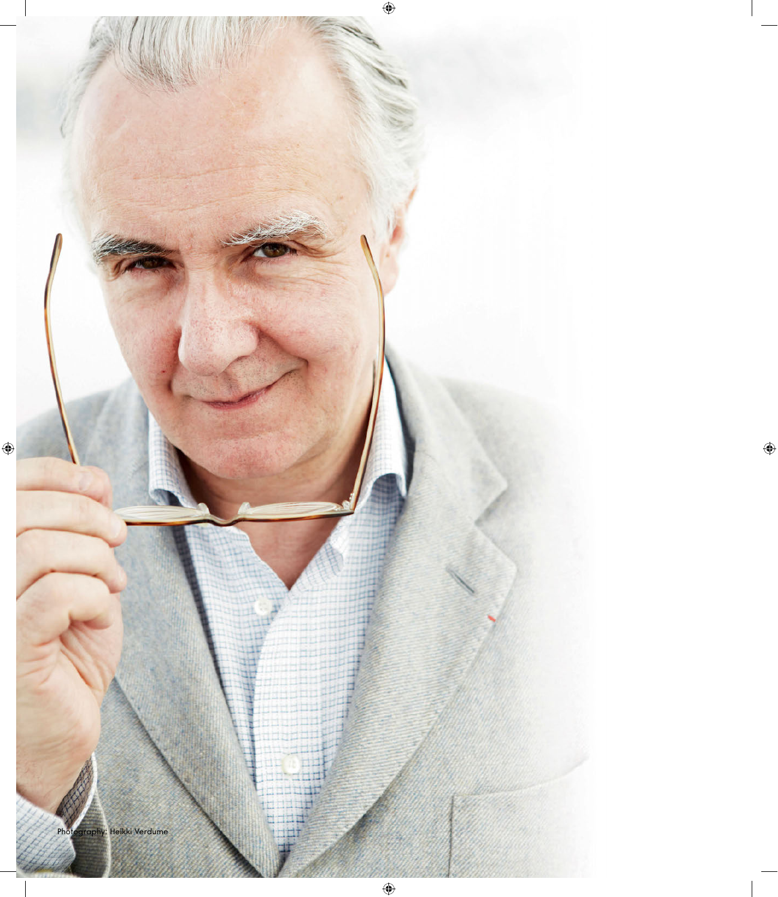Photography: Heikki Verdume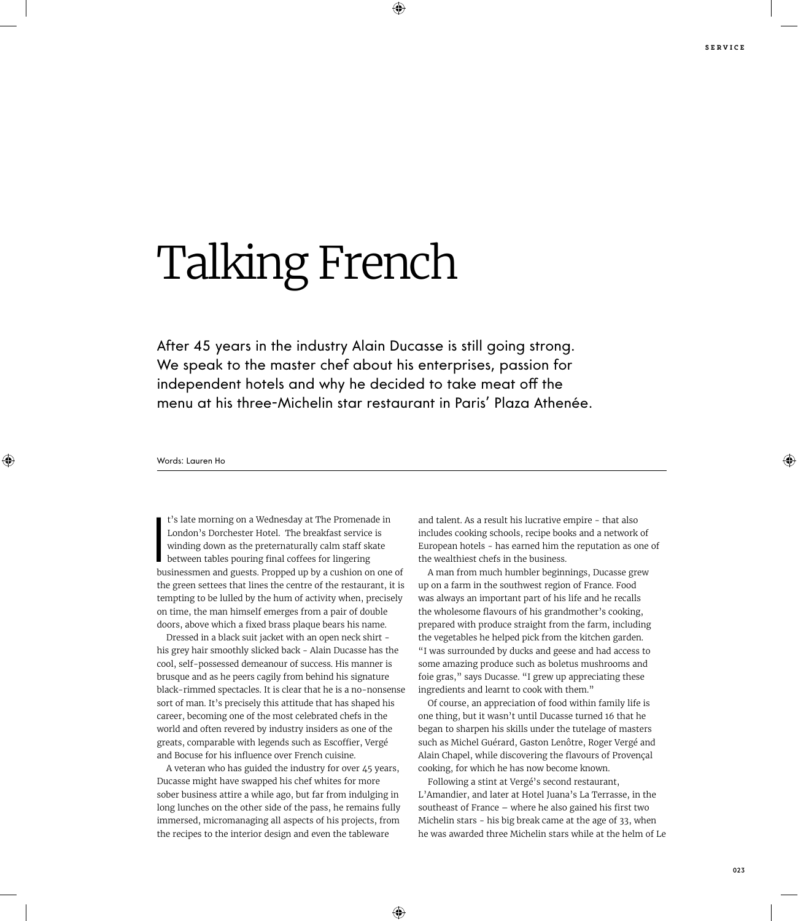# Talking French

After 45 years in the industry Alain Ducasse is still going strong. We speak to the master chef about his enterprises, passion for independent hotels and why he decided to take meat off the menu at his three-Michelin star restaurant in Paris' Plaza Athenée.

Words: Lauren Ho

It's late morning on a Wednesday at The Promenade in London's Dorchester Hotel. The breakfast service is winding down as the preternaturally calm staff skate between tables pouring final coffees for lingering businessmen and guests. Propped up by a cushion on one of the green settees that lines the centre of the restaurant, it is tempting to be lulled by the hum of activity when, precisely on time, the man himself emerges from a pair of double doors, above which a fixed brass plaque bears his name.

Dressed in a black suit jacket with an open neck shirt - his grey hair smoothly slicked back - Alain Ducasse has the cool, self-possessed demeanour of success. His manner is brusque and as he peers cagily from behind his signature black-rimmed spectacles. It is clear that he is a no-nonsense sort of man. It's precisely this attitude that has shaped his career, becoming one of the most celebrated chefs in the world and often revered by industry insiders as one of the greats, comparable with legends such as Escoffier, Vergé and Bocuse for his influence over French cuisine.

A veteran who has guided the industry for over 45 years, Ducasse might have swapped his chef whites for more sober business attire a while ago, but far from indulging in long lunches on the other side of the pass, he remains fully immersed, micromanaging all aspects of his projects, from the recipes to the interior design and even the tableware and talent. As a result his lucrative empire - that also includes cooking schools, recipe books and a network of European hotels - has earned him the reputation as one of the wealthiest chefs in the business.

A man from much humbler beginnings, Ducasse grew up on a farm in the southwest region of France. Food was always an important part of his life and he recalls the wholesome flavours of his grandmother's cooking, prepared with produce straight from the farm, including the vegetables he helped pick from the kitchen garden. "I was surrounded by ducks and geese and had access to some amazing produce such as boletus mushrooms and foie gras," says Ducasse. "I grew up appreciating these ingredients and learnt to cook with them."

Of course, an appreciation of food within family life is one thing, but it wasn't until Ducasse turned 16 that he began to sharpen his skills under the tutelage of masters such as Michel Guérard, Gaston Lenôtre, Roger Vergé and Alain Chapel, while discovering the flavours of Provençal cooking, for which he has now become known.

Following a stint at Vergé's second restaurant, L'Amandier, and later at Hotel Juana's La Terrasse, in the southeast of France – where he also gained his first two Michelin stars - his big break came at the age of 33, when he was awarded three Michelin stars while at the helm of Le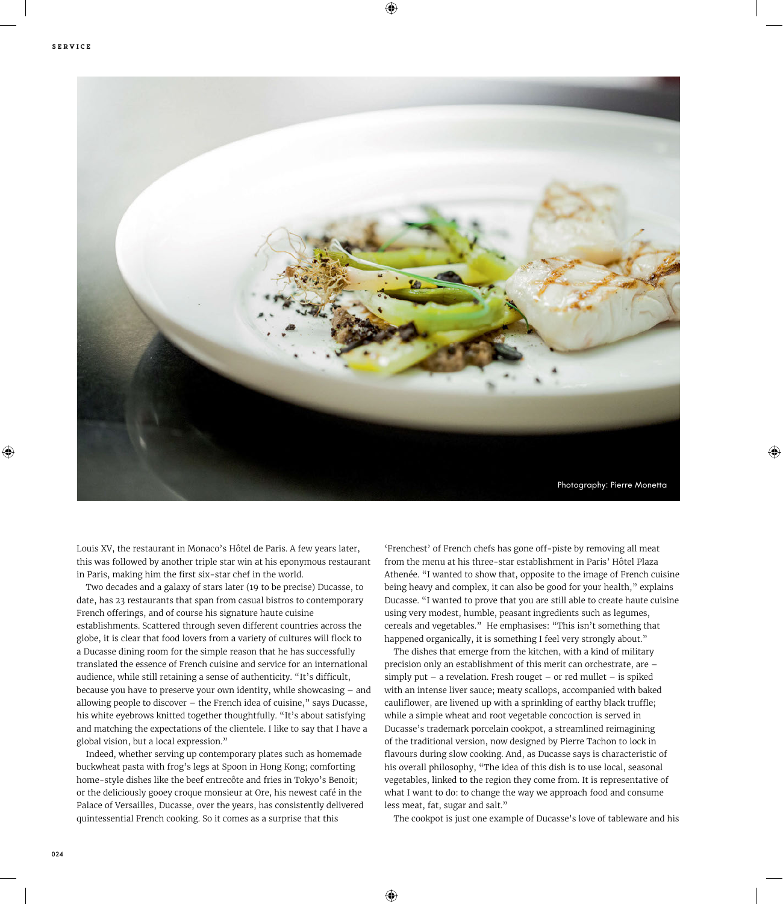Photography: Pierre Monetta

Louis XV, the restaurant in Monaco's Hôtel de Paris. A few years later, this was followed by another triple star win at his eponymous restaurant in Paris, making him the first six-star chef in the world.

Two decades and a galaxy of stars later (19 to be precise) Ducasse, to date, has 23 restaurants that span from casual bistros to contemporary French offerings, and of course his signature haute cuisine establishments. Scattered through seven different countries across the globe, it is clear that food lovers from a variety of cultures will flock to a Ducasse dining room for the simple reason that he has successfully translated the essence of French cuisine and service for an international audience, while still retaining a sense of authenticity. "It's difficult, because you have to preserve your own identity, while showcasing – and allowing people to discover – the French idea of cuisine," says Ducasse, his white eyebrows knitted together thoughtfully. "It's about satisfying and matching the expectations of the clientele. I like to say that I have a global vision, but a local expression."

Indeed, whether serving up contemporary plates such as homemade buckwheat pasta with frog's legs at Spoon in Hong Kong; comforting home-style dishes like the beef entrecôte and fries in Tokyo's Benoit; or the deliciously gooey croque monsieur at Ore, his newest café in the Palace of Versailles, Ducasse, over the years, has consistently delivered quintessential French cooking. So it comes as a surprise that this 'Frenchest' of French chefs has gone off-piste by removing all meat from the menu at his three-star establishment in Paris' Hôtel Plaza Athenée. "I wanted to show that, opposite to the image of French cuisine being heavy and complex, it can also be good for your health," explains Ducasse. "I wanted to prove that you are still able to create haute cuisine using very modest, humble, peasant ingredients such as legumes, cereals and vegetables." He emphasises: "This isn't something that happened organically, it is something I feel very strongly about."

The dishes that emerge from the kitchen, with a kind of military precision only an establishment of this merit can orchestrate, are – simply put – a revelation. Fresh rouget – or red mullet – is spiked with an intense liver sauce; meaty scallops, accompanied with baked cauliflower, are livened up with a sprinkling of earthy black truffle; while a simple wheat and root vegetable concoction is served in Ducasse's trademark porcelain cookpot, a streamlined reimagining of the traditional version, now designed by Pierre Tachon to lock in flavours during slow cooking. And, as Ducasse says is characteristic of his overall philosophy, "The idea of this dish is to use local, seasonal vegetables, linked to the region they come from. It is representative of what I want to do: to change the way we approach food and consume less meat, fat, sugar and salt."

The cookpot is just one example of Ducasse's love of tableware and his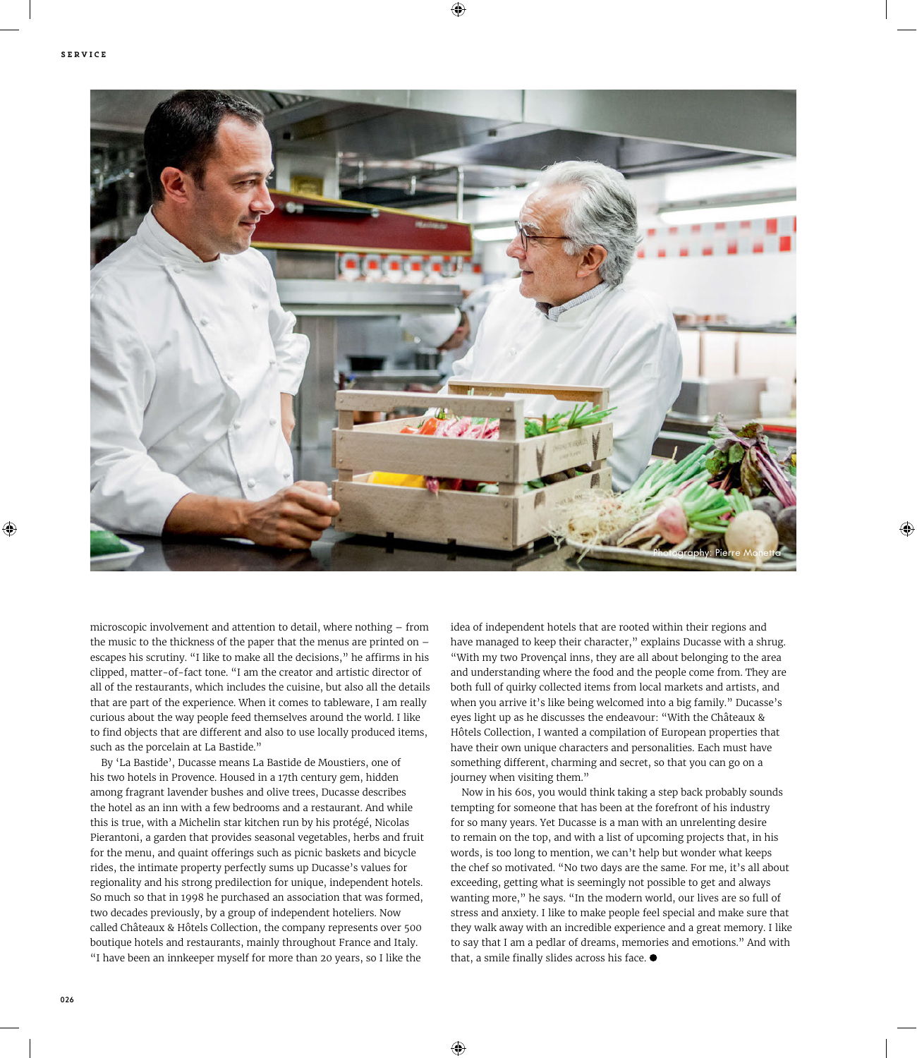Photography: Pierre Monetta

microscopic involvement and attention to detail, where nothing – from the music to the thickness of the paper that the menus are printed on – escapes his scrutiny. "I like to make all the decisions," he affirms in his clipped, matter-of-fact tone. "I am the creator and artistic director of all of the restaurants, which includes the cuisine, but also all the details that are part of the experience. When it comes to tableware, I am really curious about the way people feed themselves around the world. I like to find objects that are different and also to use locally produced items, such as the porcelain at La Bastide."

By 'La Bastide', Ducasse means La Bastide de Moustiers, one of his two hotels in Provence. Housed in a 17th century gem, hidden among fragrant lavender bushes and olive trees, Ducasse describes the hotel as an inn with a few bedrooms and a restaurant. And while this is true, with a Michelin star kitchen run by his protégé, Nicolas Pierantoni, a garden that provides seasonal vegetables, herbs and fruit for the menu, and quaint offerings such as picnic baskets and bicycle rides, the intimate property perfectly sums up Ducasse's values for regionality and his strong predilection for unique, independent hotels. So much so that in 1998 he purchased an association that was formed, two decades previously, by a group of independent hoteliers. Now called Châteaux & Hôtels Collection, the company represents over 500 boutique hotels and restaurants, mainly throughout France and Italy. "I have been an innkeeper myself for more than 20 years, so I like the idea of independent hotels that are rooted within their regions and have managed to keep their character," explains Ducasse with a shrug. "With my two Provençal inns, they are all about belonging to the area and understanding where the food and the people come from. They are both full of quirky collected items from local markets and artists, and when you arrive it's like being welcomed into a big family." Ducasse's eyes light up as he discusses the endeavour: "With the Châteaux & Hôtels Collection, I wanted a compilation of European properties that have their own unique characters and personalities. Each must have something different, charming and secret, so that you can go on a journey when visiting them."

Now in his 60s, you would think taking a step back probably sounds tempting for someone that has been at the forefront of his industry for so many years. Yet Ducasse is a man with an unrelenting desire to remain on the top, and with a list of upcoming projects that, in his words, is too long to mention, we can't help but wonder what keeps the chef so motivated. "No two days are the same. For me, it's all about exceeding, getting what is seemingly not possible to get and always wanting more," he says. "In the modern world, our lives are so full of stress and anxiety. I like to make people feel special and make sure that they walk away with an incredible experience and a great memory. I like to say that I am a pedlar of dreams, memories and emotions." And with that, a smile finally slides across his face. ●